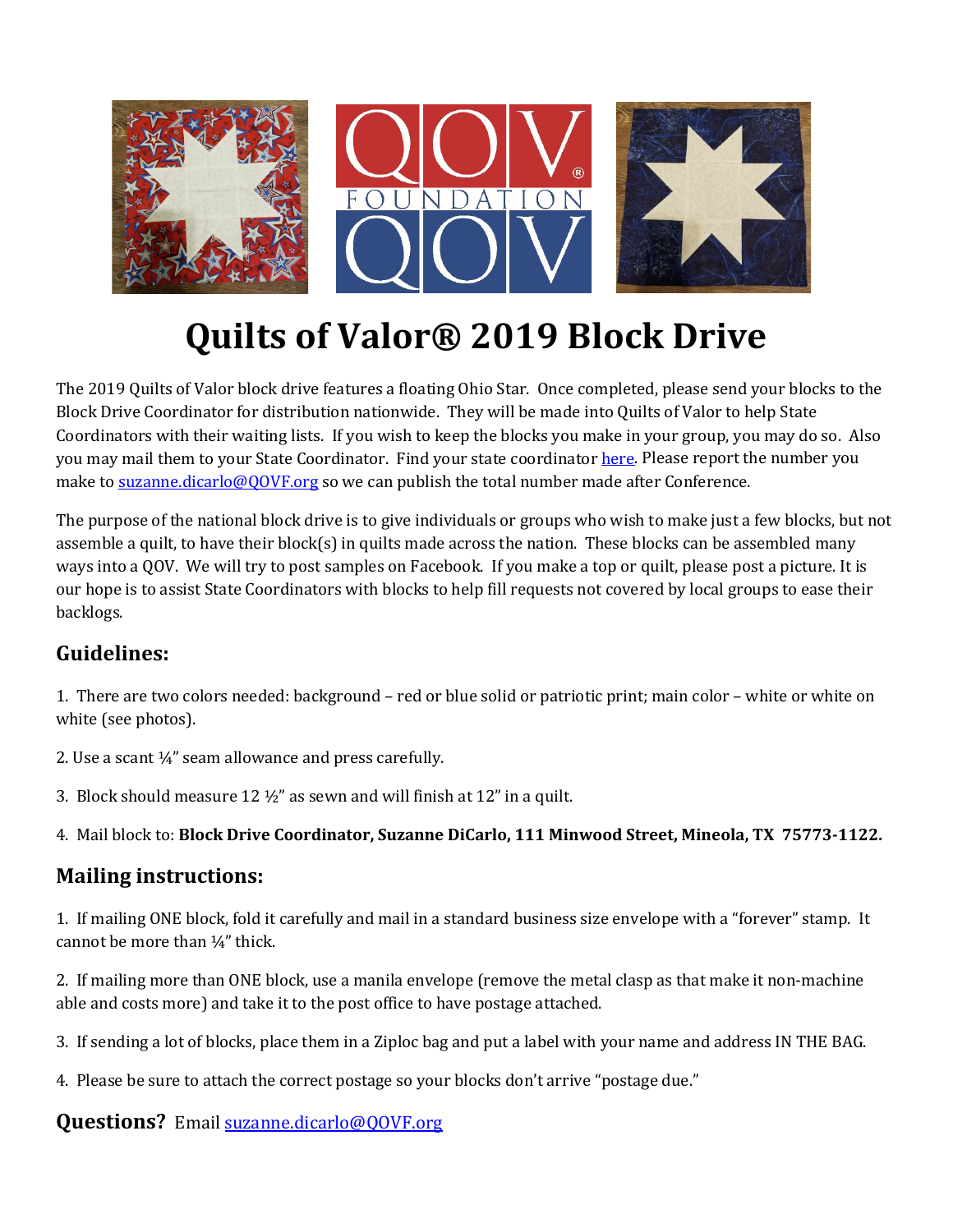# Quilts of Valor® 2019 Block Drive

The 2019 Quilts of Valor block drive features a floating Ohio Star. Once completed, please send your blocks to the Block Drive Coordinator for distribution nationwide. They will be made into Quilts of Valor to help State Coordinators with their waiting lists. If you wish to keep the blocks you make in your group, you may do so. Also you may mail them to your State Coordinator. Find your state coordinator [here](). Please report the number you make to [suzanne.dicarlo@QOVF.org](mailto:suzanne.dicarlo@QOVF.org) so we can publish the total number made after Conference.

The purpose of the national block drive is to give individuals or groups who wish to make just a few blocks, but not assemble a quilt, to have their block(s) in quilts made across the nation. These blocks can be assembled many ways into a QOV. We will try to post samples on Facebook. If you make a top or quilt, please post a picture. It is our hope is to assist State Coordinators with blocks to help fill requests not covered by local groups to ease their backlogs.

## Guidelines:

1. There are two colors needed: background – red or blue solid or patriotic print; main color – white or white on white (see photos).

2. Use a scant ¼" seam allowance and press carefully.

3. Block should measure 12 ½" as sewn and will finish at 12" in a quilt.

4. Mail block to: **Block Drive Coordinator, Suzanne DiCarlo, 111 Minwood Street, Mineola, TX 75773-1122.**

## Mailing instructions:

1. If mailing ONE block, fold it carefully and mail in a standard business size envelope with a "forever" stamp. It cannot be more than ¼" thick.

2. If mailing more than ONE block, use a manila envelope (remove the metal clasp as that make it non-machine able and costs more) and take it to the post office to have postage attached.

3. If sending a lot of blocks, place them in a Ziploc bag and put a label with your name and address IN THE BAG.

4. Please be sure to attach the correct postage so your blocks don't arrive "postage due."

**Questions?** Email [suzanne.dicarlo@QOVF.org](mailto:suzanne.dicarlo@QOVF.org)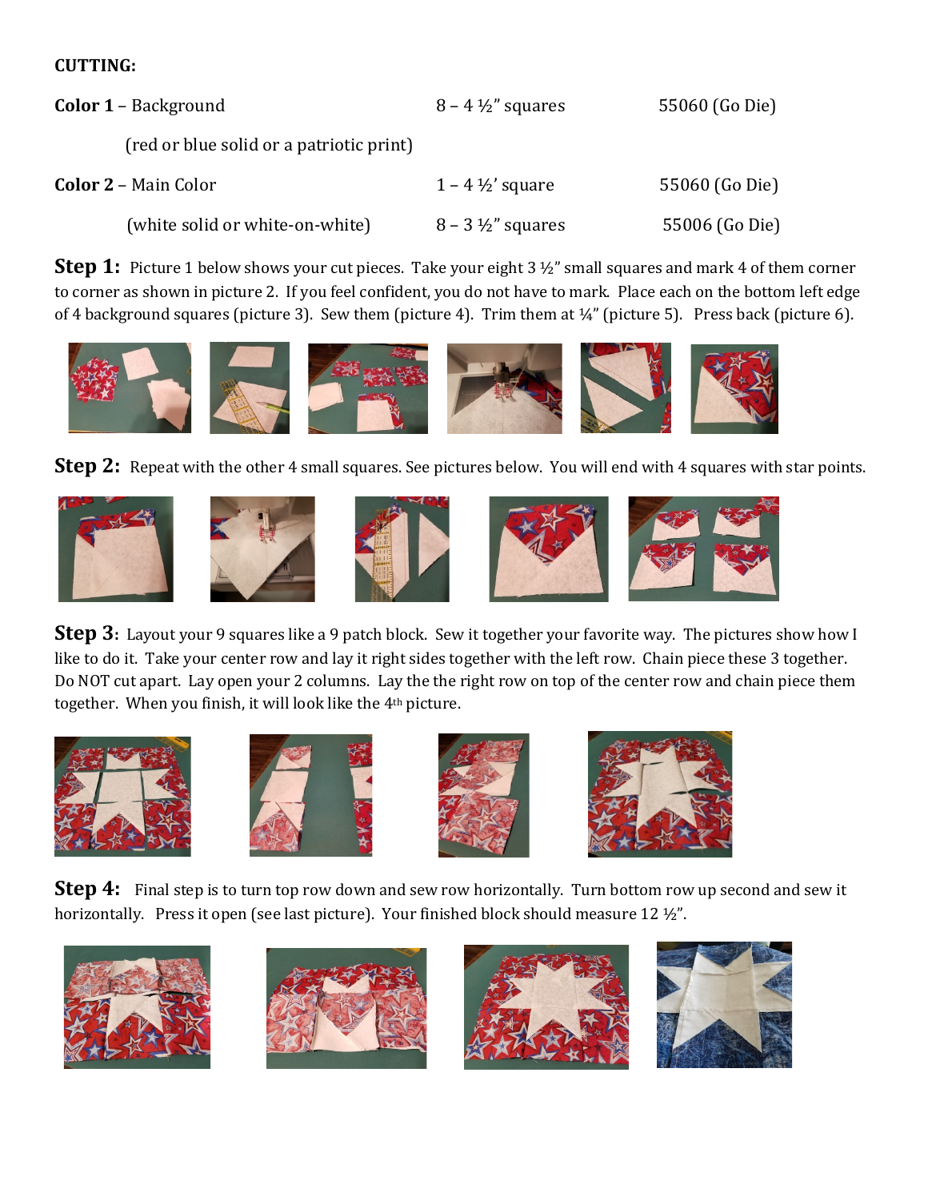**CUTTING:**

| | | |
|---|---|---|
| **Color 1** – Background | 8 – 4 ½" squares | 55060 (Go Die) |
| (red or blue solid or a patriotic print) | | |
| **Color 2** – Main Color | 1 – 4 ½' square | 55060 (Go Die) |
| (white solid or white-on-white) | 8 – 3 ½" squares | 55006 (Go Die) |

**Step 1:** Picture 1 below shows your cut pieces. Take your eight 3 ½" small squares and mark 4 of them corner to corner as shown in picture 2. If you feel confident, you do not have to mark. Place each on the bottom left edge of 4 background squares (picture 3). Sew them (picture 4). Trim them at ¼" (picture 5). Press back (picture 6).

**Step 2:** Repeat with the other 4 small squares. See pictures below. You will end with 4 squares with star points.

**Step 3:** Layout your 9 squares like a 9 patch block. Sew it together your favorite way. The pictures show how I like to do it. Take your center row and lay it right sides together with the left row. Chain piece these 3 together. Do NOT cut apart. Lay open your 2 columns. Lay the the right row on top of the center row and chain piece them together. When you finish, it will look like the 4th picture.

**Step 4:** Final step is to turn top row down and sew row horizontally. Turn bottom row up second and sew it horizontally. Press it open (see last picture). Your finished block should measure 12 ½".